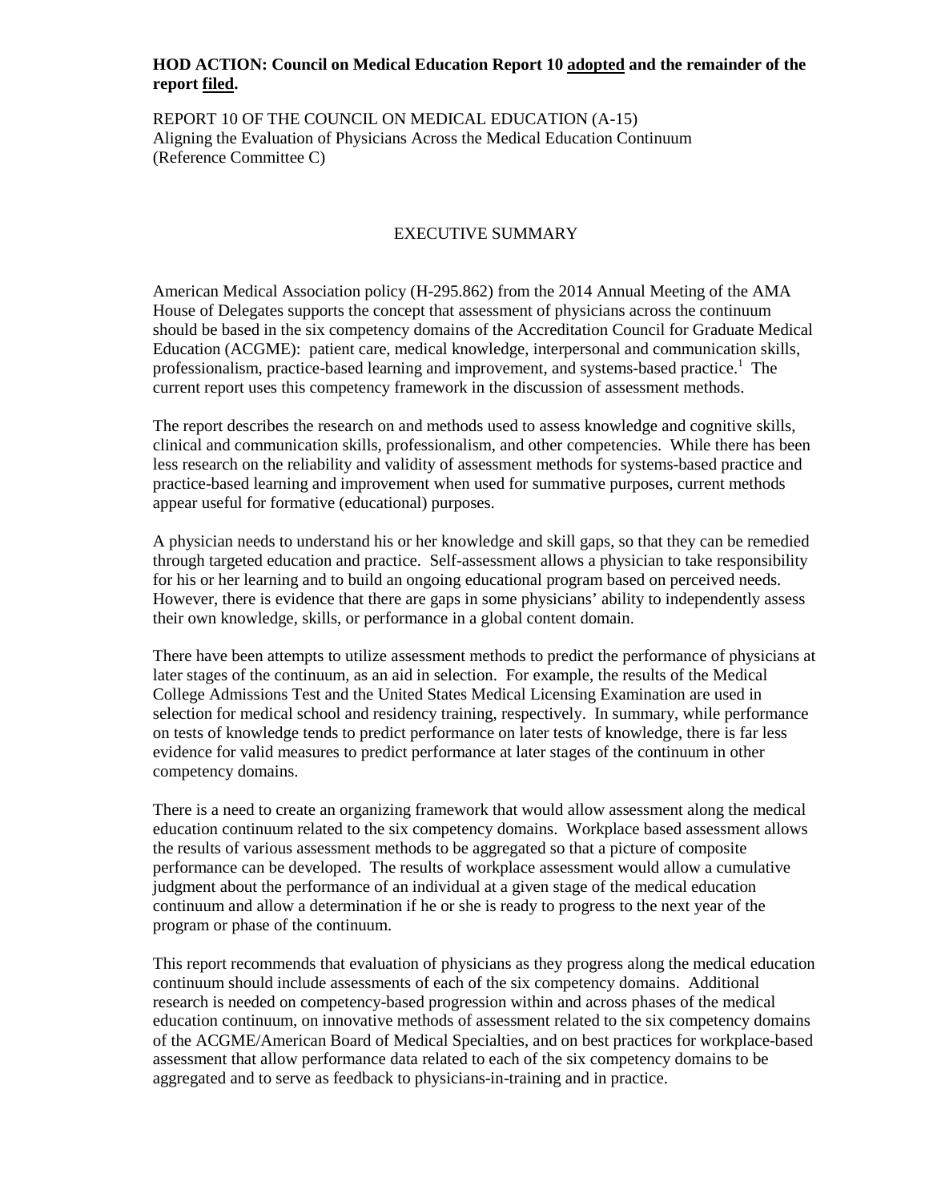**HOD ACTION: Council on Medical Education Report 10 adopted and the remainder of the report filed.**

REPORT 10 OF THE COUNCIL ON MEDICAL EDUCATION (A-15)
Aligning the Evaluation of Physicians Across the Medical Education Continuum
(Reference Committee C)

## EXECUTIVE SUMMARY

American Medical Association policy (H-295.862) from the 2014 Annual Meeting of the AMA House of Delegates supports the concept that assessment of physicians across the continuum should be based in the six competency domains of the Accreditation Council for Graduate Medical Education (ACGME): patient care, medical knowledge, interpersonal and communication skills, professionalism, practice-based learning and improvement, and systems-based practice.[1] The current report uses this competency framework in the discussion of assessment methods.

The report describes the research on and methods used to assess knowledge and cognitive skills, clinical and communication skills, professionalism, and other competencies. While there has been less research on the reliability and validity of assessment methods for systems-based practice and practice-based learning and improvement when used for summative purposes, current methods appear useful for formative (educational) purposes.

A physician needs to understand his or her knowledge and skill gaps, so that they can be remedied through targeted education and practice. Self-assessment allows a physician to take responsibility for his or her learning and to build an ongoing educational program based on perceived needs. However, there is evidence that there are gaps in some physicians' ability to independently assess their own knowledge, skills, or performance in a global content domain.

There have been attempts to utilize assessment methods to predict the performance of physicians at later stages of the continuum, as an aid in selection. For example, the results of the Medical College Admissions Test and the United States Medical Licensing Examination are used in selection for medical school and residency training, respectively. In summary, while performance on tests of knowledge tends to predict performance on later tests of knowledge, there is far less evidence for valid measures to predict performance at later stages of the continuum in other competency domains.

There is a need to create an organizing framework that would allow assessment along the medical education continuum related to the six competency domains. Workplace based assessment allows the results of various assessment methods to be aggregated so that a picture of composite performance can be developed. The results of workplace assessment would allow a cumulative judgment about the performance of an individual at a given stage of the medical education continuum and allow a determination if he or she is ready to progress to the next year of the program or phase of the continuum.

This report recommends that evaluation of physicians as they progress along the medical education continuum should include assessments of each of the six competency domains. Additional research is needed on competency-based progression within and across phases of the medical education continuum, on innovative methods of assessment related to the six competency domains of the ACGME/American Board of Medical Specialties, and on best practices for workplace-based assessment that allow performance data related to each of the six competency domains to be aggregated and to serve as feedback to physicians-in-training and in practice.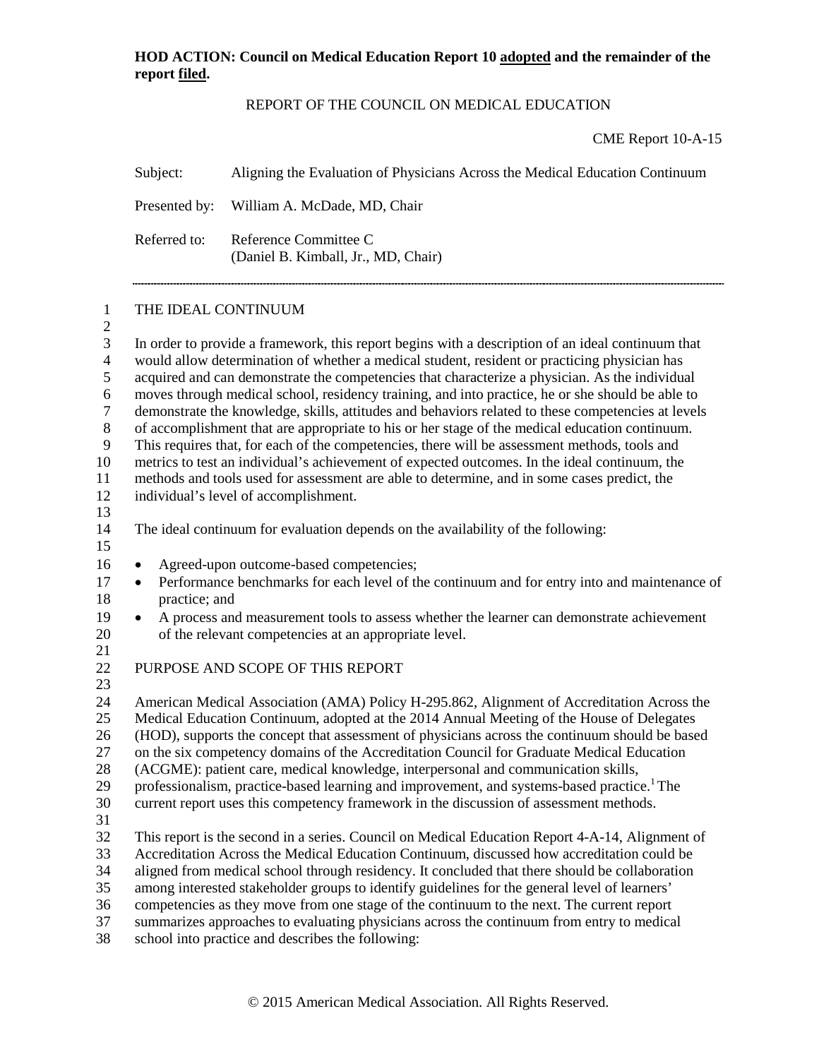**HOD ACTION: Council on Medical Education Report 10 adopted and the remainder of the report filed.**

REPORT OF THE COUNCIL ON MEDICAL EDUCATION

CME Report 10-A-15

Subject: Aligning the Evaluation of Physicians Across the Medical Education Continuum

Presented by: William A. McDade, MD, Chair

Referred to: Reference Committee C (Daniel B. Kimball, Jr., MD, Chair)

---

## THE IDEAL CONTINUUM

In order to provide a framework, this report begins with a description of an ideal continuum that would allow determination of whether a medical student, resident or practicing physician has acquired and can demonstrate the competencies that characterize a physician. As the individual moves through medical school, residency training, and into practice, he or she should be able to demonstrate the knowledge, skills, attitudes and behaviors related to these competencies at levels of accomplishment that are appropriate to his or her stage of the medical education continuum. This requires that, for each of the competencies, there will be assessment methods, tools and metrics to test an individual's achievement of expected outcomes. In the ideal continuum, the methods and tools used for assessment are able to determine, and in some cases predict, the individual's level of accomplishment.

The ideal continuum for evaluation depends on the availability of the following:

- Agreed-upon outcome-based competencies;
- Performance benchmarks for each level of the continuum and for entry into and maintenance of practice; and
- A process and measurement tools to assess whether the learner can demonstrate achievement of the relevant competencies at an appropriate level.

## PURPOSE AND SCOPE OF THIS REPORT

American Medical Association (AMA) Policy H-295.862, Alignment of Accreditation Across the Medical Education Continuum, adopted at the 2014 Annual Meeting of the House of Delegates (HOD), supports the concept that assessment of physicians across the continuum should be based on the six competency domains of the Accreditation Council for Graduate Medical Education (ACGME): patient care, medical knowledge, interpersonal and communication skills, professionalism, practice-based learning and improvement, and systems-based practice.[1] The current report uses this competency framework in the discussion of assessment methods.

This report is the second in a series. Council on Medical Education Report 4-A-14, Alignment of Accreditation Across the Medical Education Continuum, discussed how accreditation could be aligned from medical school through residency. It concluded that there should be collaboration among interested stakeholder groups to identify guidelines for the general level of learners' competencies as they move from one stage of the continuum to the next. The current report summarizes approaches to evaluating physicians across the continuum from entry to medical school into practice and describes the following: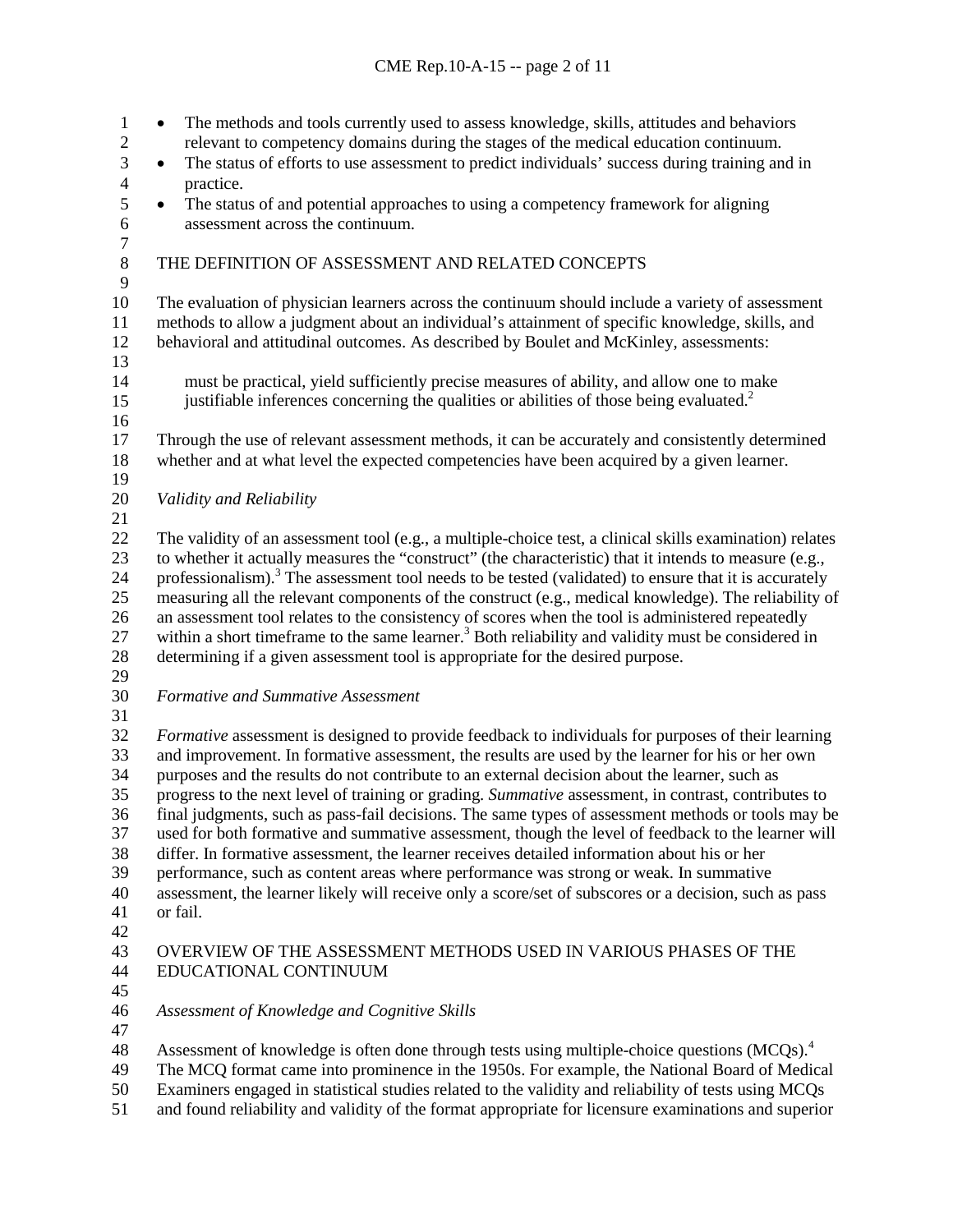- The methods and tools currently used to assess knowledge, skills, attitudes and behaviors relevant to competency domains during the stages of the medical education continuum.
- The status of efforts to use assessment to predict individuals' success during training and in practice.
- The status of and potential approaches to using a competency framework for aligning assessment across the continuum.

## THE DEFINITION OF ASSESSMENT AND RELATED CONCEPTS

The evaluation of physician learners across the continuum should include a variety of assessment methods to allow a judgment about an individual's attainment of specific knowledge, skills, and behavioral and attitudinal outcomes. As described by Boulet and McKinley, assessments:

> must be practical, yield sufficiently precise measures of ability, and allow one to make justifiable inferences concerning the qualities or abilities of those being evaluated.[2]

Through the use of relevant assessment methods, it can be accurately and consistently determined whether and at what level the expected competencies have been acquired by a given learner.

### *Validity and Reliability*

The validity of an assessment tool (e.g., a multiple-choice test, a clinical skills examination) relates to whether it actually measures the "construct" (the characteristic) that it intends to measure (e.g., professionalism).[3] The assessment tool needs to be tested (validated) to ensure that it is accurately measuring all the relevant components of the construct (e.g., medical knowledge). The reliability of an assessment tool relates to the consistency of scores when the tool is administered repeatedly within a short timeframe to the same learner.[3] Both reliability and validity must be considered in determining if a given assessment tool is appropriate for the desired purpose.

### *Formative and Summative Assessment*

*Formative* assessment is designed to provide feedback to individuals for purposes of their learning and improvement. In formative assessment, the results are used by the learner for his or her own purposes and the results do not contribute to an external decision about the learner, such as progress to the next level of training or grading. *Summative* assessment, in contrast, contributes to final judgments, such as pass-fail decisions. The same types of assessment methods or tools may be used for both formative and summative assessment, though the level of feedback to the learner will differ. In formative assessment, the learner receives detailed information about his or her performance, such as content areas where performance was strong or weak. In summative assessment, the learner likely will receive only a score/set of subscores or a decision, such as pass or fail.

## OVERVIEW OF THE ASSESSMENT METHODS USED IN VARIOUS PHASES OF THE EDUCATIONAL CONTINUUM

### *Assessment of Knowledge and Cognitive Skills*

Assessment of knowledge is often done through tests using multiple-choice questions (MCQs).[4] The MCQ format came into prominence in the 1950s. For example, the National Board of Medical Examiners engaged in statistical studies related to the validity and reliability of tests using MCQs and found reliability and validity of the format appropriate for licensure examinations and superior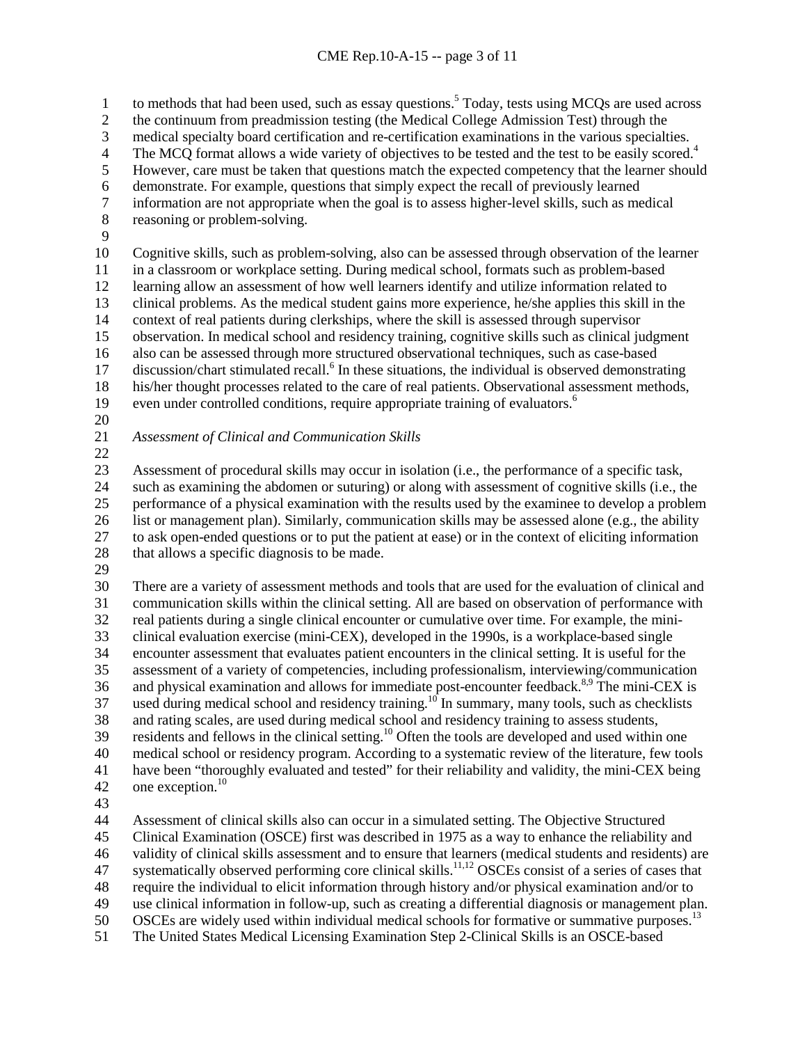to methods that had been used, such as essay questions.[5] Today, tests using MCQs are used across the continuum from preadmission testing (the Medical College Admission Test) through the medical specialty board certification and re-certification examinations in the various specialties. The MCQ format allows a wide variety of objectives to be tested and the test to be easily scored.[4] However, care must be taken that questions match the expected competency that the learner should demonstrate. For example, questions that simply expect the recall of previously learned information are not appropriate when the goal is to assess higher-level skills, such as medical reasoning or problem-solving.

Cognitive skills, such as problem-solving, also can be assessed through observation of the learner in a classroom or workplace setting. During medical school, formats such as problem-based learning allow an assessment of how well learners identify and utilize information related to clinical problems. As the medical student gains more experience, he/she applies this skill in the context of real patients during clerkships, where the skill is assessed through supervisor observation. In medical school and residency training, cognitive skills such as clinical judgment also can be assessed through more structured observational techniques, such as case-based discussion/chart stimulated recall.[6] In these situations, the individual is observed demonstrating his/her thought processes related to the care of real patients. Observational assessment methods, even under controlled conditions, require appropriate training of evaluators.[6]

*Assessment of Clinical and Communication Skills*

Assessment of procedural skills may occur in isolation (i.e., the performance of a specific task, such as examining the abdomen or suturing) or along with assessment of cognitive skills (i.e., the performance of a physical examination with the results used by the examinee to develop a problem list or management plan). Similarly, communication skills may be assessed alone (e.g., the ability to ask open-ended questions or to put the patient at ease) or in the context of eliciting information that allows a specific diagnosis to be made.

There are a variety of assessment methods and tools that are used for the evaluation of clinical and communication skills within the clinical setting. All are based on observation of performance with real patients during a single clinical encounter or cumulative over time. For example, the mini-clinical evaluation exercise (mini-CEX), developed in the 1990s, is a workplace-based single encounter assessment that evaluates patient encounters in the clinical setting. It is useful for the assessment of a variety of competencies, including professionalism, interviewing/communication and physical examination and allows for immediate post-encounter feedback.[8,9] The mini-CEX is used during medical school and residency training.[10] In summary, many tools, such as checklists and rating scales, are used during medical school and residency training to assess students, residents and fellows in the clinical setting.[10] Often the tools are developed and used within one medical school or residency program. According to a systematic review of the literature, few tools have been "thoroughly evaluated and tested" for their reliability and validity, the mini-CEX being one exception.[10]

Assessment of clinical skills also can occur in a simulated setting. The Objective Structured Clinical Examination (OSCE) first was described in 1975 as a way to enhance the reliability and validity of clinical skills assessment and to ensure that learners (medical students and residents) are systematically observed performing core clinical skills.[11,12] OSCEs consist of a series of cases that require the individual to elicit information through history and/or physical examination and/or to use clinical information in follow-up, such as creating a differential diagnosis or management plan. OSCEs are widely used within individual medical schools for formative or summative purposes.[13] The United States Medical Licensing Examination Step 2-Clinical Skills is an OSCE-based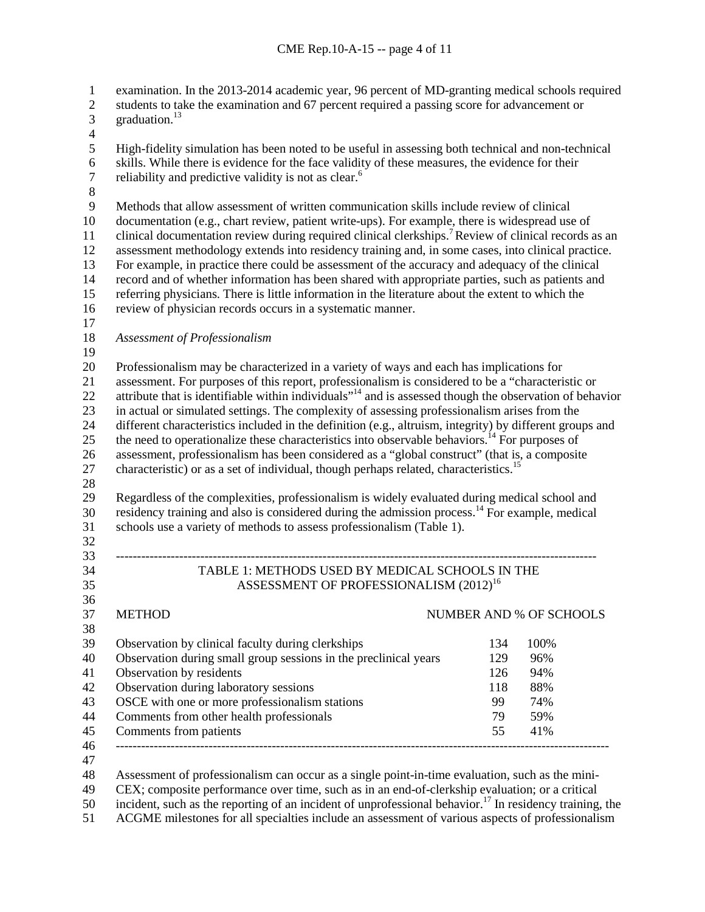examination. In the 2013-2014 academic year, 96 percent of MD-granting medical schools required students to take the examination and 67 percent required a passing score for advancement or graduation.[13]

High-fidelity simulation has been noted to be useful in assessing both technical and non-technical skills. While there is evidence for the face validity of these measures, the evidence for their reliability and predictive validity is not as clear.[6]

Methods that allow assessment of written communication skills include review of clinical documentation (e.g., chart review, patient write-ups). For example, there is widespread use of clinical documentation review during required clinical clerkships.[7] Review of clinical records as an assessment methodology extends into residency training and, in some cases, into clinical practice. For example, in practice there could be assessment of the accuracy and adequacy of the clinical record and of whether information has been shared with appropriate parties, such as patients and referring physicians. There is little information in the literature about the extent to which the review of physician records occurs in a systematic manner.

*Assessment of Professionalism*

Professionalism may be characterized in a variety of ways and each has implications for assessment. For purposes of this report, professionalism is considered to be a "characteristic or attribute that is identifiable within individuals"[14] and is assessed though the observation of behavior in actual or simulated settings. The complexity of assessing professionalism arises from the different characteristics included in the definition (e.g., altruism, integrity) by different groups and the need to operationalize these characteristics into observable behaviors.[14] For purposes of assessment, professionalism has been considered as a "global construct" (that is, a composite characteristic) or as a set of individual, though perhaps related, characteristics.[15]

Regardless of the complexities, professionalism is widely evaluated during medical school and residency training and also is considered during the admission process.[14] For example, medical schools use a variety of methods to assess professionalism (Table 1).

TABLE 1: METHODS USED BY MEDICAL SCHOOLS IN THE ASSESSMENT OF PROFESSIONALISM (2012)[16]

| METHOD | NUMBER AND % OF SCHOOLS | |
|---|---|---|
| Observation by clinical faculty during clerkships | 134 | 100% |
| Observation during small group sessions in the preclinical years | 129 | 96% |
| Observation by residents | 126 | 94% |
| Observation during laboratory sessions | 118 | 88% |
| OSCE with one or more professionalism stations | 99 | 74% |
| Comments from other health professionals | 79 | 59% |
| Comments from patients | 55 | 41% |

Assessment of professionalism can occur as a single point-in-time evaluation, such as the mini-CEX; composite performance over time, such as in an end-of-clerkship evaluation; or a critical incident, such as the reporting of an incident of unprofessional behavior.[17] In residency training, the ACGME milestones for all specialties include an assessment of various aspects of professionalism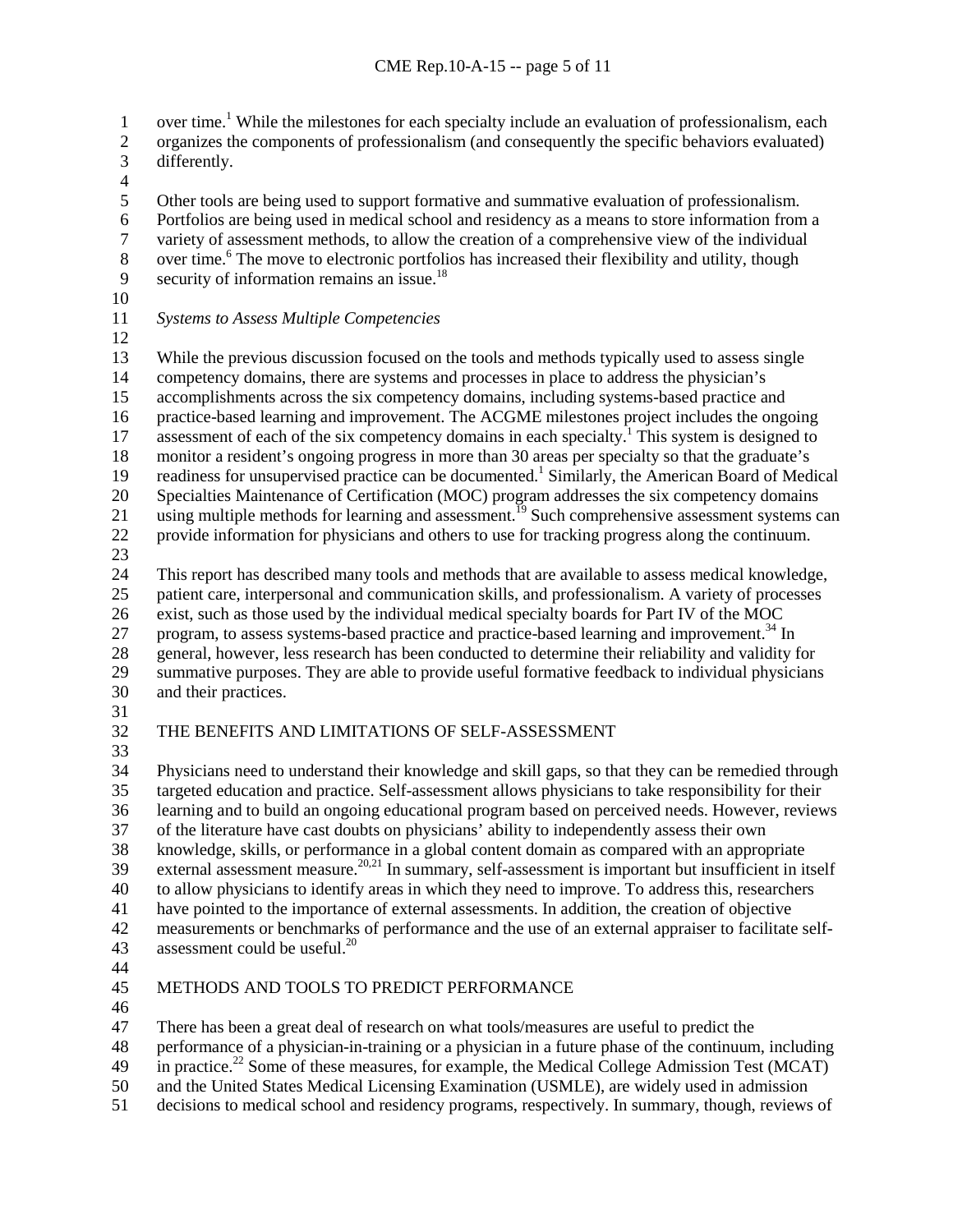over time.[1] While the milestones for each specialty include an evaluation of professionalism, each organizes the components of professionalism (and consequently the specific behaviors evaluated) differently.

Other tools are being used to support formative and summative evaluation of professionalism. Portfolios are being used in medical school and residency as a means to store information from a variety of assessment methods, to allow the creation of a comprehensive view of the individual over time.[6] The move to electronic portfolios has increased their flexibility and utility, though security of information remains an issue.[18]

*Systems to Assess Multiple Competencies*

While the previous discussion focused on the tools and methods typically used to assess single competency domains, there are systems and processes in place to address the physician's accomplishments across the six competency domains, including systems-based practice and practice-based learning and improvement. The ACGME milestones project includes the ongoing assessment of each of the six competency domains in each specialty.[1] This system is designed to monitor a resident's ongoing progress in more than 30 areas per specialty so that the graduate's readiness for unsupervised practice can be documented.[1] Similarly, the American Board of Medical Specialties Maintenance of Certification (MOC) program addresses the six competency domains using multiple methods for learning and assessment.[19] Such comprehensive assessment systems can provide information for physicians and others to use for tracking progress along the continuum.

This report has described many tools and methods that are available to assess medical knowledge, patient care, interpersonal and communication skills, and professionalism. A variety of processes exist, such as those used by the individual medical specialty boards for Part IV of the MOC program, to assess systems-based practice and practice-based learning and improvement.[34] In general, however, less research has been conducted to determine their reliability and validity for summative purposes. They are able to provide useful formative feedback to individual physicians and their practices.

## THE BENEFITS AND LIMITATIONS OF SELF-ASSESSMENT

Physicians need to understand their knowledge and skill gaps, so that they can be remedied through targeted education and practice. Self-assessment allows physicians to take responsibility for their learning and to build an ongoing educational program based on perceived needs. However, reviews of the literature have cast doubts on physicians' ability to independently assess their own knowledge, skills, or performance in a global content domain as compared with an appropriate external assessment measure.[20,21] In summary, self-assessment is important but insufficient in itself to allow physicians to identify areas in which they need to improve. To address this, researchers have pointed to the importance of external assessments. In addition, the creation of objective measurements or benchmarks of performance and the use of an external appraiser to facilitate self-assessment could be useful.[20]

## METHODS AND TOOLS TO PREDICT PERFORMANCE

There has been a great deal of research on what tools/measures are useful to predict the performance of a physician-in-training or a physician in a future phase of the continuum, including in practice.[22] Some of these measures, for example, the Medical College Admission Test (MCAT) and the United States Medical Licensing Examination (USMLE), are widely used in admission decisions to medical school and residency programs, respectively. In summary, though, reviews of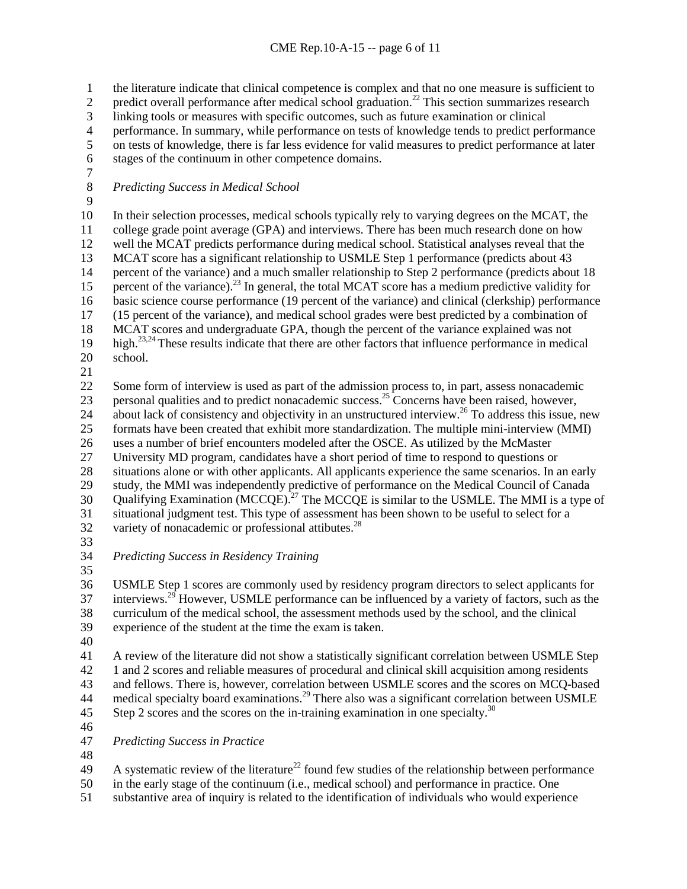the literature indicate that clinical competence is complex and that no one measure is sufficient to predict overall performance after medical school graduation.[22] This section summarizes research linking tools or measures with specific outcomes, such as future examination or clinical performance. In summary, while performance on tests of knowledge tends to predict performance on tests of knowledge, there is far less evidence for valid measures to predict performance at later stages of the continuum in other competence domains.

*Predicting Success in Medical School*

In their selection processes, medical schools typically rely to varying degrees on the MCAT, the college grade point average (GPA) and interviews. There has been much research done on how well the MCAT predicts performance during medical school. Statistical analyses reveal that the MCAT score has a significant relationship to USMLE Step 1 performance (predicts about 43 percent of the variance) and a much smaller relationship to Step 2 performance (predicts about 18 percent of the variance).[23] In general, the total MCAT score has a medium predictive validity for basic science course performance (19 percent of the variance) and clinical (clerkship) performance (15 percent of the variance), and medical school grades were best predicted by a combination of MCAT scores and undergraduate GPA, though the percent of the variance explained was not high.[23,24] These results indicate that there are other factors that influence performance in medical school.

Some form of interview is used as part of the admission process to, in part, assess nonacademic personal qualities and to predict nonacademic success.[25] Concerns have been raised, however, about lack of consistency and objectivity in an unstructured interview.[26] To address this issue, new formats have been created that exhibit more standardization. The multiple mini-interview (MMI) uses a number of brief encounters modeled after the OSCE. As utilized by the McMaster University MD program, candidates have a short period of time to respond to questions or situations alone or with other applicants. All applicants experience the same scenarios. In an early study, the MMI was independently predictive of performance on the Medical Council of Canada Qualifying Examination (MCCQE).[27] The MCCQE is similar to the USMLE. The MMI is a type of situational judgment test. This type of assessment has been shown to be useful to select for a variety of nonacademic or professional attibutes.[28]

*Predicting Success in Residency Training*

USMLE Step 1 scores are commonly used by residency program directors to select applicants for interviews.[29] However, USMLE performance can be influenced by a variety of factors, such as the curriculum of the medical school, the assessment methods used by the school, and the clinical experience of the student at the time the exam is taken.

A review of the literature did not show a statistically significant correlation between USMLE Step 1 and 2 scores and reliable measures of procedural and clinical skill acquisition among residents and fellows. There is, however, correlation between USMLE scores and the scores on MCQ-based medical specialty board examinations.[29] There also was a significant correlation between USMLE Step 2 scores and the scores on the in-training examination in one specialty.[30]

*Predicting Success in Practice*

A systematic review of the literature[22] found few studies of the relationship between performance in the early stage of the continuum (i.e., medical school) and performance in practice. One substantive area of inquiry is related to the identification of individuals who would experience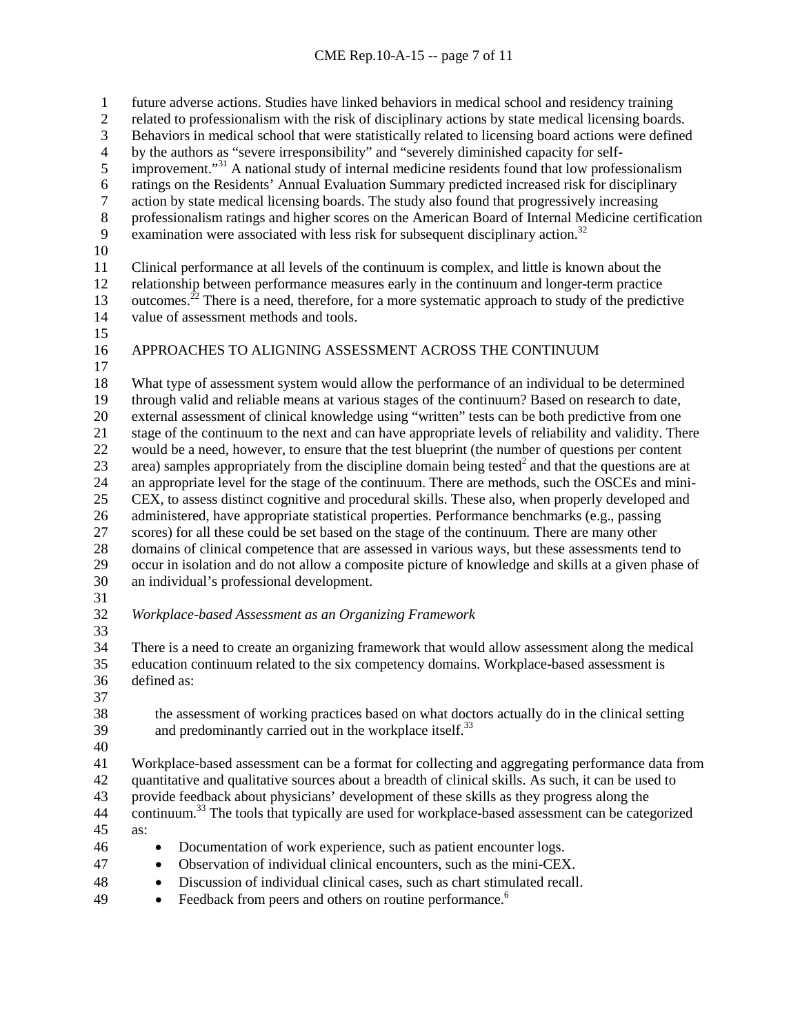future adverse actions. Studies have linked behaviors in medical school and residency training related to professionalism with the risk of disciplinary actions by state medical licensing boards. Behaviors in medical school that were statistically related to licensing board actions were defined by the authors as "severe irresponsibility" and "severely diminished capacity for self-improvement."[31] A national study of internal medicine residents found that low professionalism ratings on the Residents' Annual Evaluation Summary predicted increased risk for disciplinary action by state medical licensing boards. The study also found that progressively increasing professionalism ratings and higher scores on the American Board of Internal Medicine certification examination were associated with less risk for subsequent disciplinary action.[32]

Clinical performance at all levels of the continuum is complex, and little is known about the relationship between performance measures early in the continuum and longer-term practice outcomes.[22] There is a need, therefore, for a more systematic approach to study of the predictive value of assessment methods and tools.

## APPROACHES TO ALIGNING ASSESSMENT ACROSS THE CONTINUUM

What type of assessment system would allow the performance of an individual to be determined through valid and reliable means at various stages of the continuum? Based on research to date, external assessment of clinical knowledge using "written" tests can be both predictive from one stage of the continuum to the next and can have appropriate levels of reliability and validity. There would be a need, however, to ensure that the test blueprint (the number of questions per content area) samples appropriately from the discipline domain being tested[2] and that the questions are at an appropriate level for the stage of the continuum. There are methods, such the OSCEs and mini-CEX, to assess distinct cognitive and procedural skills. These also, when properly developed and administered, have appropriate statistical properties. Performance benchmarks (e.g., passing scores) for all these could be set based on the stage of the continuum. There are many other domains of clinical competence that are assessed in various ways, but these assessments tend to occur in isolation and do not allow a composite picture of knowledge and skills at a given phase of an individual's professional development.

### *Workplace-based Assessment as an Organizing Framework*

There is a need to create an organizing framework that would allow assessment along the medical education continuum related to the six competency domains. Workplace-based assessment is defined as:

> the assessment of working practices based on what doctors actually do in the clinical setting and predominantly carried out in the workplace itself.[33]

Workplace-based assessment can be a format for collecting and aggregating performance data from quantitative and qualitative sources about a breadth of clinical skills. As such, it can be used to provide feedback about physicians' development of these skills as they progress along the continuum.[33] The tools that typically are used for workplace-based assessment can be categorized as:

- Documentation of work experience, such as patient encounter logs.
- Observation of individual clinical encounters, such as the mini-CEX.
- Discussion of individual clinical cases, such as chart stimulated recall.
- Feedback from peers and others on routine performance.[6]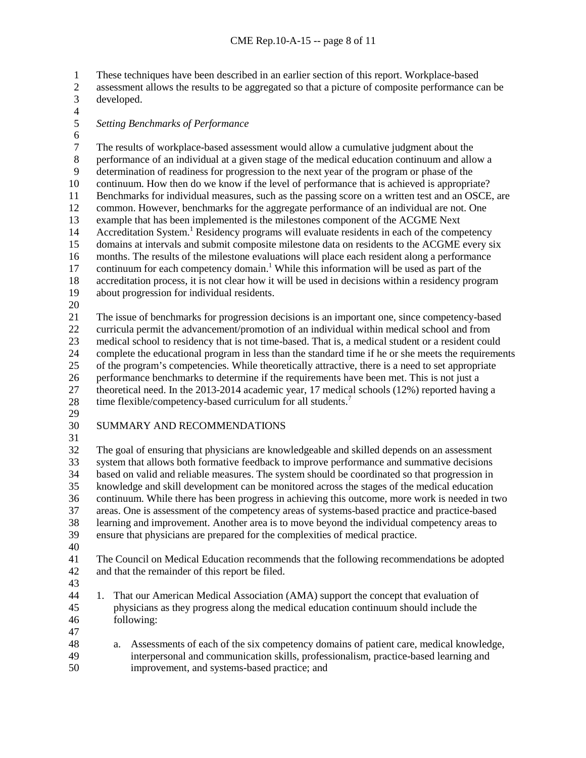These techniques have been described in an earlier section of this report. Workplace-based assessment allows the results to be aggregated so that a picture of composite performance can be developed.

*Setting Benchmarks of Performance*

The results of workplace-based assessment would allow a cumulative judgment about the performance of an individual at a given stage of the medical education continuum and allow a determination of readiness for progression to the next year of the program or phase of the continuum. How then do we know if the level of performance that is achieved is appropriate? Benchmarks for individual measures, such as the passing score on a written test and an OSCE, are common. However, benchmarks for the aggregate performance of an individual are not. One example that has been implemented is the milestones component of the ACGME Next Accreditation System.[1] Residency programs will evaluate residents in each of the competency domains at intervals and submit composite milestone data on residents to the ACGME every six months. The results of the milestone evaluations will place each resident along a performance continuum for each competency domain.[1] While this information will be used as part of the accreditation process, it is not clear how it will be used in decisions within a residency program about progression for individual residents.

The issue of benchmarks for progression decisions is an important one, since competency-based curricula permit the advancement/promotion of an individual within medical school and from medical school to residency that is not time-based. That is, a medical student or a resident could complete the educational program in less than the standard time if he or she meets the requirements of the program's competencies. While theoretically attractive, there is a need to set appropriate performance benchmarks to determine if the requirements have been met. This is not just a theoretical need. In the 2013-2014 academic year, 17 medical schools (12%) reported having a time flexible/competency-based curriculum for all students.[7]

## SUMMARY AND RECOMMENDATIONS

The goal of ensuring that physicians are knowledgeable and skilled depends on an assessment system that allows both formative feedback to improve performance and summative decisions based on valid and reliable measures. The system should be coordinated so that progression in knowledge and skill development can be monitored across the stages of the medical education continuum. While there has been progress in achieving this outcome, more work is needed in two areas. One is assessment of the competency areas of systems-based practice and practice-based learning and improvement. Another area is to move beyond the individual competency areas to ensure that physicians are prepared for the complexities of medical practice.

The Council on Medical Education recommends that the following recommendations be adopted and that the remainder of this report be filed.

1. That our American Medical Association (AMA) support the concept that evaluation of physicians as they progress along the medical education continuum should include the following:

   a. Assessments of each of the six competency domains of patient care, medical knowledge, interpersonal and communication skills, professionalism, practice-based learning and improvement, and systems-based practice; and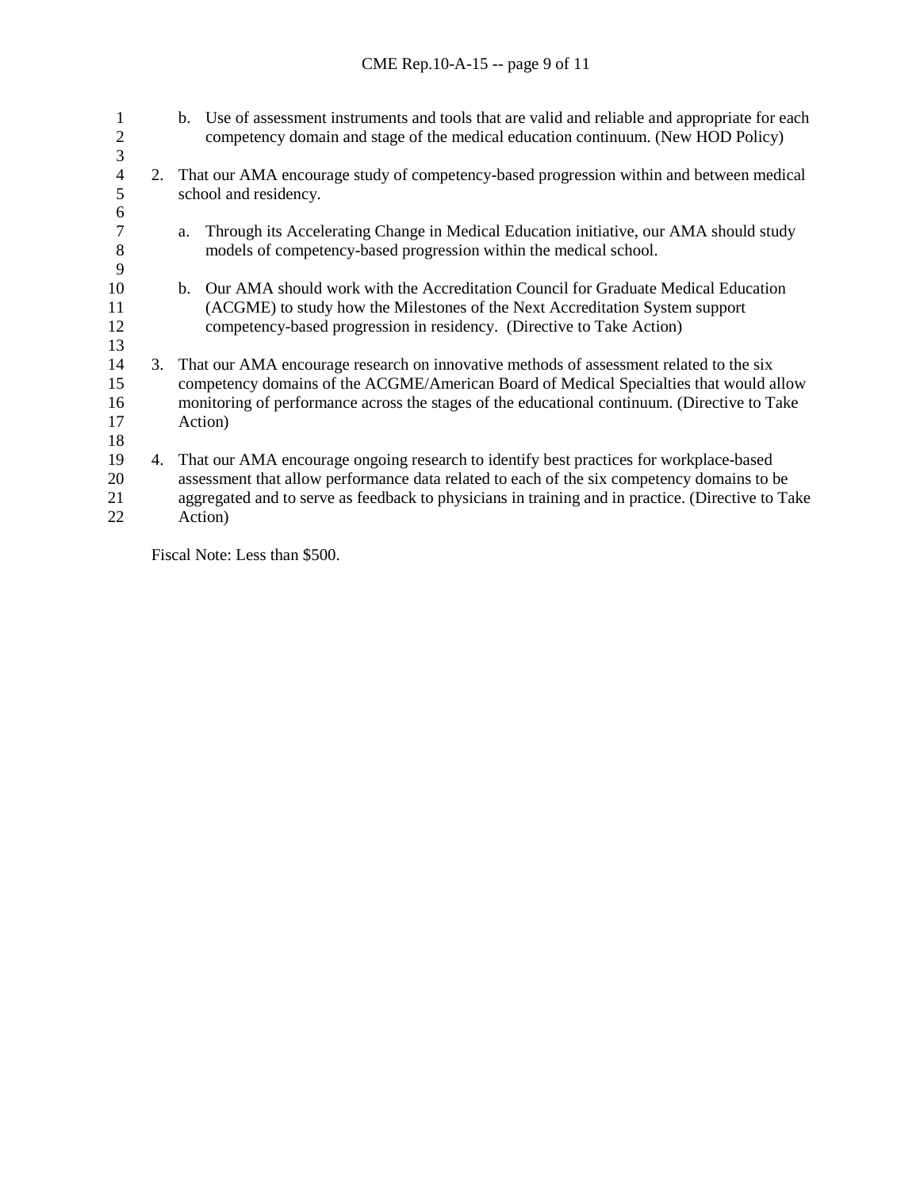b. Use of assessment instruments and tools that are valid and reliable and appropriate for each competency domain and stage of the medical education continuum. (New HOD Policy)

2. That our AMA encourage study of competency-based progression within and between medical school and residency.

   a. Through its Accelerating Change in Medical Education initiative, our AMA should study models of competency-based progression within the medical school.

   b. Our AMA should work with the Accreditation Council for Graduate Medical Education (ACGME) to study how the Milestones of the Next Accreditation System support competency-based progression in residency. (Directive to Take Action)

3. That our AMA encourage research on innovative methods of assessment related to the six competency domains of the ACGME/American Board of Medical Specialties that would allow monitoring of performance across the stages of the educational continuum. (Directive to Take Action)

4. That our AMA encourage ongoing research to identify best practices for workplace-based assessment that allow performance data related to each of the six competency domains to be aggregated and to serve as feedback to physicians in training and in practice. (Directive to Take Action)

Fiscal Note: Less than $500.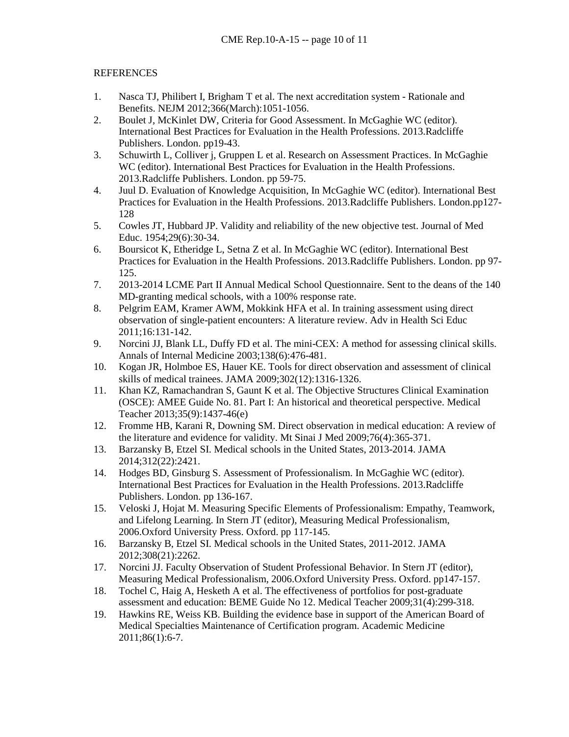REFERENCES

1. Nasca TJ, Philibert I, Brigham T et al. The next accreditation system - Rationale and Benefits. NEJM 2012;366(March):1051-1056.
2. Boulet J, McKinlet DW, Criteria for Good Assessment. In McGaghie WC (editor). International Best Practices for Evaluation in the Health Professions. 2013.Radcliffe Publishers. London. pp19-43.
3. Schuwirth L, Colliver j, Gruppen L et al. Research on Assessment Practices. In McGaghie WC (editor). International Best Practices for Evaluation in the Health Professions. 2013.Radcliffe Publishers. London. pp 59-75.
4. Juul D. Evaluation of Knowledge Acquisition, In McGaghie WC (editor). International Best Practices for Evaluation in the Health Professions. 2013.Radcliffe Publishers. London.pp127-128
5. Cowles JT, Hubbard JP. Validity and reliability of the new objective test. Journal of Med Educ. 1954;29(6):30-34.
6. Boursicot K, Etheridge L, Setna Z et al. In McGaghie WC (editor). International Best Practices for Evaluation in the Health Professions. 2013.Radcliffe Publishers. London. pp 97-125.
7. 2013-2014 LCME Part II Annual Medical School Questionnaire. Sent to the deans of the 140 MD-granting medical schools, with a 100% response rate.
8. Pelgrim EAM, Kramer AWM, Mokkink HFA et al. In training assessment using direct observation of single-patient encounters: A literature review. Adv in Health Sci Educ 2011;16:131-142.
9. Norcini JJ, Blank LL, Duffy FD et al. The mini-CEX: A method for assessing clinical skills. Annals of Internal Medicine 2003;138(6):476-481.
10. Kogan JR, Holmboe ES, Hauer KE. Tools for direct observation and assessment of clinical skills of medical trainees. JAMA 2009;302(12):1316-1326.
11. Khan KZ, Ramachandran S, Gaunt K et al. The Objective Structures Clinical Examination (OSCE): AMEE Guide No. 81. Part I: An historical and theoretical perspective. Medical Teacher 2013;35(9):1437-46(e)
12. Fromme HB, Karani R, Downing SM. Direct observation in medical education: A review of the literature and evidence for validity. Mt Sinai J Med 2009;76(4):365-371.
13. Barzansky B, Etzel SI. Medical schools in the United States, 2013-2014. JAMA 2014;312(22):2421.
14. Hodges BD, Ginsburg S. Assessment of Professionalism. In McGaghie WC (editor). International Best Practices for Evaluation in the Health Professions. 2013.Radcliffe Publishers. London. pp 136-167.
15. Veloski J, Hojat M. Measuring Specific Elements of Professionalism: Empathy, Teamwork, and Lifelong Learning. In Stern JT (editor), Measuring Medical Professionalism, 2006.Oxford University Press. Oxford. pp 117-145.
16. Barzansky B, Etzel SI. Medical schools in the United States, 2011-2012. JAMA 2012;308(21):2262.
17. Norcini JJ. Faculty Observation of Student Professional Behavior. In Stern JT (editor), Measuring Medical Professionalism, 2006.Oxford University Press. Oxford. pp147-157.
18. Tochel C, Haig A, Hesketh A et al. The effectiveness of portfolios for post-graduate assessment and education: BEME Guide No 12. Medical Teacher 2009;31(4):299-318.
19. Hawkins RE, Weiss KB. Building the evidence base in support of the American Board of Medical Specialties Maintenance of Certification program. Academic Medicine 2011;86(1):6-7.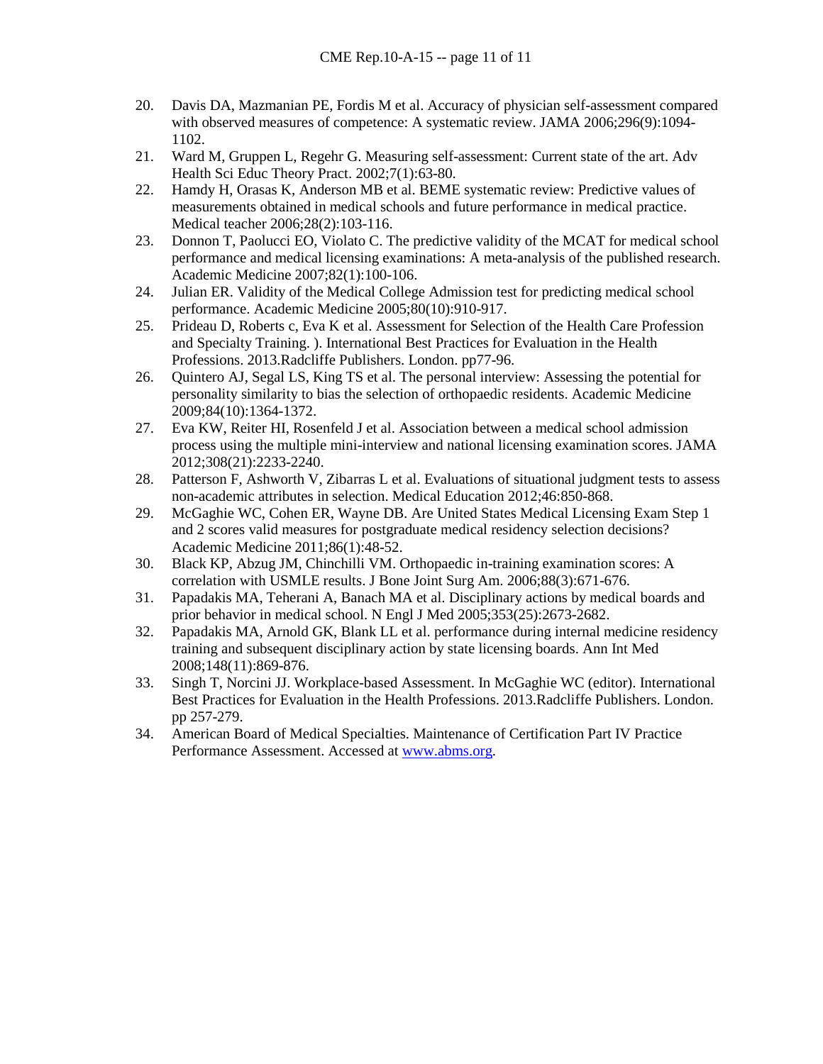20. Davis DA, Mazmanian PE, Fordis M et al. Accuracy of physician self-assessment compared with observed measures of competence: A systematic review. JAMA 2006;296(9):1094-1102.
21. Ward M, Gruppen L, Regehr G. Measuring self-assessment: Current state of the art. Adv Health Sci Educ Theory Pract. 2002;7(1):63-80.
22. Hamdy H, Orasas K, Anderson MB et al. BEME systematic review: Predictive values of measurements obtained in medical schools and future performance in medical practice. Medical teacher 2006;28(2):103-116.
23. Donnon T, Paolucci EO, Violato C. The predictive validity of the MCAT for medical school performance and medical licensing examinations: A meta-analysis of the published research. Academic Medicine 2007;82(1):100-106.
24. Julian ER. Validity of the Medical College Admission test for predicting medical school performance. Academic Medicine 2005;80(10):910-917.
25. Prideau D, Roberts c, Eva K et al. Assessment for Selection of the Health Care Profession and Specialty Training. ). International Best Practices for Evaluation in the Health Professions. 2013.Radcliffe Publishers. London. pp77-96.
26. Quintero AJ, Segal LS, King TS et al. The personal interview: Assessing the potential for personality similarity to bias the selection of orthopaedic residents. Academic Medicine 2009;84(10):1364-1372.
27. Eva KW, Reiter HI, Rosenfeld J et al. Association between a medical school admission process using the multiple mini-interview and national licensing examination scores. JAMA 2012;308(21):2233-2240.
28. Patterson F, Ashworth V, Zibarras L et al. Evaluations of situational judgment tests to assess non-academic attributes in selection. Medical Education 2012;46:850-868.
29. McGaghie WC, Cohen ER, Wayne DB. Are United States Medical Licensing Exam Step 1 and 2 scores valid measures for postgraduate medical residency selection decisions? Academic Medicine 2011;86(1):48-52.
30. Black KP, Abzug JM, Chinchilli VM. Orthopaedic in-training examination scores: A correlation with USMLE results. J Bone Joint Surg Am. 2006;88(3):671-676.
31. Papadakis MA, Teherani A, Banach MA et al. Disciplinary actions by medical boards and prior behavior in medical school. N Engl J Med 2005;353(25):2673-2682.
32. Papadakis MA, Arnold GK, Blank LL et al. performance during internal medicine residency training and subsequent disciplinary action by state licensing boards. Ann Int Med 2008;148(11):869-876.
33. Singh T, Norcini JJ. Workplace-based Assessment. In McGaghie WC (editor). International Best Practices for Evaluation in the Health Professions. 2013.Radcliffe Publishers. London. pp 257-279.
34. American Board of Medical Specialties. Maintenance of Certification Part IV Practice Performance Assessment. Accessed at www.abms.org.